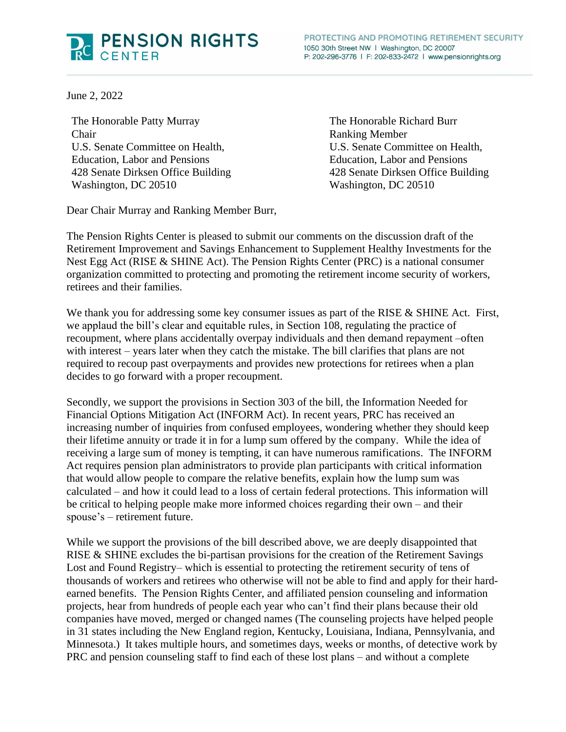# PENSION RIGHTS CENTER

PROTECTING AND PROMOTING RETIREMENT SECURITY
1050 30th Street NW | Washington, DC 20007
P: 202-296-3776 | F: 202-833-2472 | www.pensionrights.org

June 2, 2022

The Honorable Patty Murray
Chair
U.S. Senate Committee on Health, Education, Labor and Pensions
428 Senate Dirksen Office Building
Washington, DC 20510

The Honorable Richard Burr
Ranking Member
U.S. Senate Committee on Health, Education, Labor and Pensions
428 Senate Dirksen Office Building
Washington, DC 20510

Dear Chair Murray and Ranking Member Burr,

The Pension Rights Center is pleased to submit our comments on the discussion draft of the Retirement Improvement and Savings Enhancement to Supplement Healthy Investments for the Nest Egg Act (RISE & SHINE Act). The Pension Rights Center (PRC) is a national consumer organization committed to protecting and promoting the retirement income security of workers, retirees and their families.

We thank you for addressing some key consumer issues as part of the RISE & SHINE Act. First, we applaud the bill's clear and equitable rules, in Section 108, regulating the practice of recoupment, where plans accidentally overpay individuals and then demand repayment –often with interest – years later when they catch the mistake. The bill clarifies that plans are not required to recoup past overpayments and provides new protections for retirees when a plan decides to go forward with a proper recoupment.

Secondly, we support the provisions in Section 303 of the bill, the Information Needed for Financial Options Mitigation Act (INFORM Act). In recent years, PRC has received an increasing number of inquiries from confused employees, wondering whether they should keep their lifetime annuity or trade it in for a lump sum offered by the company. While the idea of receiving a large sum of money is tempting, it can have numerous ramifications. The INFORM Act requires pension plan administrators to provide plan participants with critical information that would allow people to compare the relative benefits, explain how the lump sum was calculated – and how it could lead to a loss of certain federal protections. This information will be critical to helping people make more informed choices regarding their own – and their spouse's – retirement future.

While we support the provisions of the bill described above, we are deeply disappointed that RISE & SHINE excludes the bi-partisan provisions for the creation of the Retirement Savings Lost and Found Registry– which is essential to protecting the retirement security of tens of thousands of workers and retirees who otherwise will not be able to find and apply for their hard-earned benefits. The Pension Rights Center, and affiliated pension counseling and information projects, hear from hundreds of people each year who can't find their plans because their old companies have moved, merged or changed names (The counseling projects have helped people in 31 states including the New England region, Kentucky, Louisiana, Indiana, Pennsylvania, and Minnesota.) It takes multiple hours, and sometimes days, weeks or months, of detective work by PRC and pension counseling staff to find each of these lost plans – and without a complete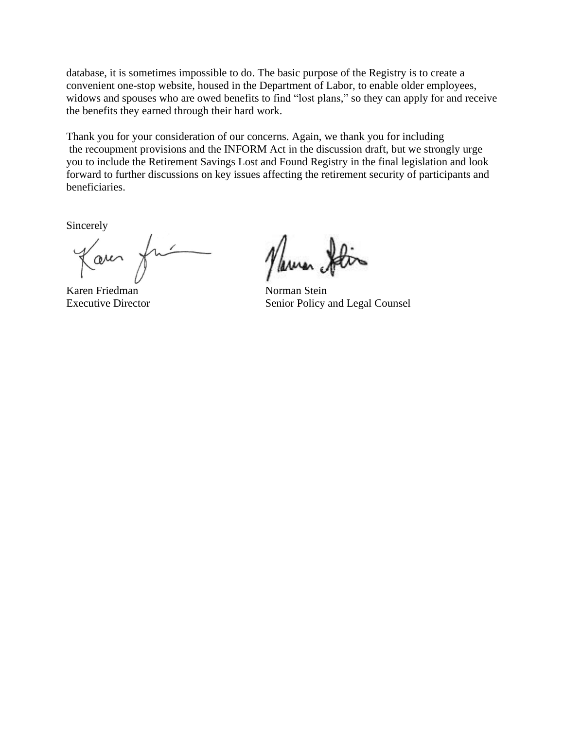database, it is sometimes impossible to do. The basic purpose of the Registry is to create a convenient one-stop website, housed in the Department of Labor, to enable older employees, widows and spouses who are owed benefits to find "lost plans," so they can apply for and receive the benefits they earned through their hard work.

Thank you for your consideration of our concerns. Again, we thank you for including the recoupment provisions and the INFORM Act in the discussion draft, but we strongly urge you to include the Retirement Savings Lost and Found Registry in the final legislation and look forward to further discussions on key issues affecting the retirement security of participants and beneficiaries.

Sincerely

| | |
|---|---|
| Karen Friedman | Norman Stein |
| Executive Director | Senior Policy and Legal Counsel |